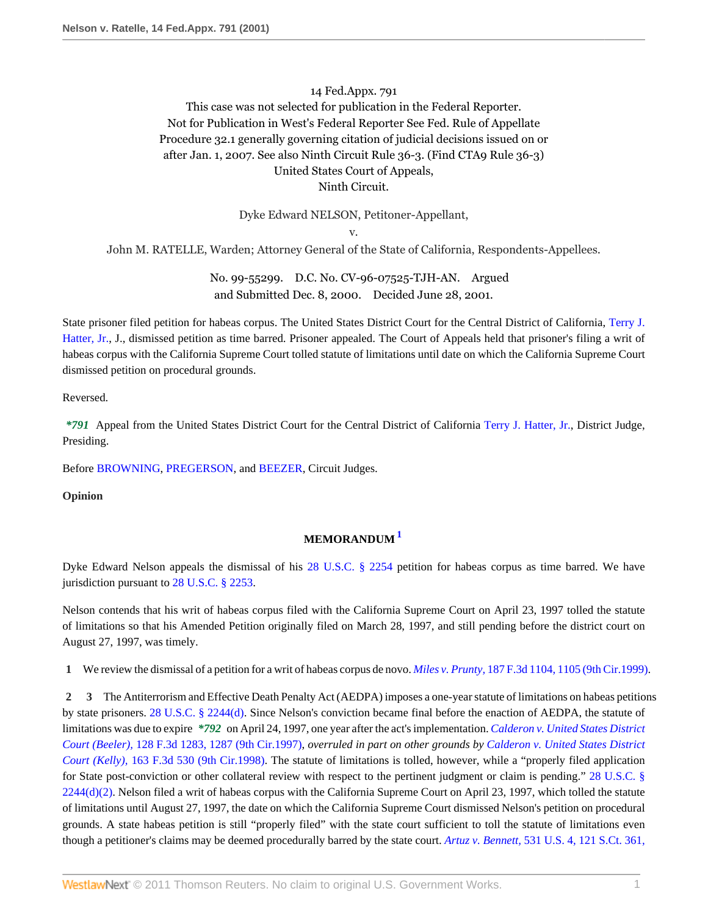14 Fed.Appx. 791

This case was not selected for publication in the Federal Reporter.
Not for Publication in West's Federal Reporter See Fed. Rule of Appellate Procedure 32.1 generally governing citation of judicial decisions issued on or after Jan. 1, 2007. See also Ninth Circuit Rule 36-3. (Find CTA9 Rule 36-3)
United States Court of Appeals,
Ninth Circuit.

Dyke Edward NELSON, Petitoner-Appellant,
v.
John M. RATELLE, Warden; Attorney General of the State of California, Respondents-Appellees.

No. 99-55299. D.C. No. CV-96-07525-TJH-AN. Argued and Submitted Dec. 8, 2000. Decided June 28, 2001.

State prisoner filed petition for habeas corpus. The United States District Court for the Central District of California, Terry J. Hatter, Jr., J., dismissed petition as time barred. Prisoner appealed. The Court of Appeals held that prisoner's filing a writ of habeas corpus with the California Supreme Court tolled statute of limitations until date on which the California Supreme Court dismissed petition on procedural grounds.

Reversed.

*\*791* Appeal from the United States District Court for the Central District of California Terry J. Hatter, Jr., District Judge, Presiding.

Before BROWNING, PREGERSON, and BEEZER, Circuit Judges.

**Opinion**

## MEMORANDUM [1]

Dyke Edward Nelson appeals the dismissal of his 28 U.S.C. § 2254 petition for habeas corpus as time barred. We have jurisdiction pursuant to 28 U.S.C. § 2253.

Nelson contends that his writ of habeas corpus filed with the California Supreme Court on April 23, 1997 tolled the statute of limitations so that his Amended Petition originally filed on March 28, 1997, and still pending before the district court on August 27, 1997, was timely.

**1** We review the dismissal of a petition for a writ of habeas corpus de novo. *Miles v. Prunty,* 187 F.3d 1104, 1105 (9th Cir.1999).

**2 3** The Antiterrorism and Effective Death Penalty Act (AEDPA) imposes a one-year statute of limitations on habeas petitions by state prisoners. 28 U.S.C. § 2244(d). Since Nelson's conviction became final before the enaction of AEDPA, the statute of limitations was due to expire *\*792* on April 24, 1997, one year after the act's implementation. *Calderon v. United States District Court (Beeler),* 128 F.3d 1283, 1287 (9th Cir.1997), *overruled in part on other grounds by Calderon v. United States District Court (Kelly),* 163 F.3d 530 (9th Cir.1998). The statute of limitations is tolled, however, while a "properly filed application for State post-conviction or other collateral review with respect to the pertinent judgment or claim is pending." 28 U.S.C. § 2244(d)(2). Nelson filed a writ of habeas corpus with the California Supreme Court on April 23, 1997, which tolled the statute of limitations until August 27, 1997, the date on which the California Supreme Court dismissed Nelson's petition on procedural grounds. A state habeas petition is still "properly filed" with the state court sufficient to toll the statute of limitations even though a petitioner's claims may be deemed procedurally barred by the state court. *Artuz v. Bennett,* 531 U.S. 4, 121 S.Ct. 361,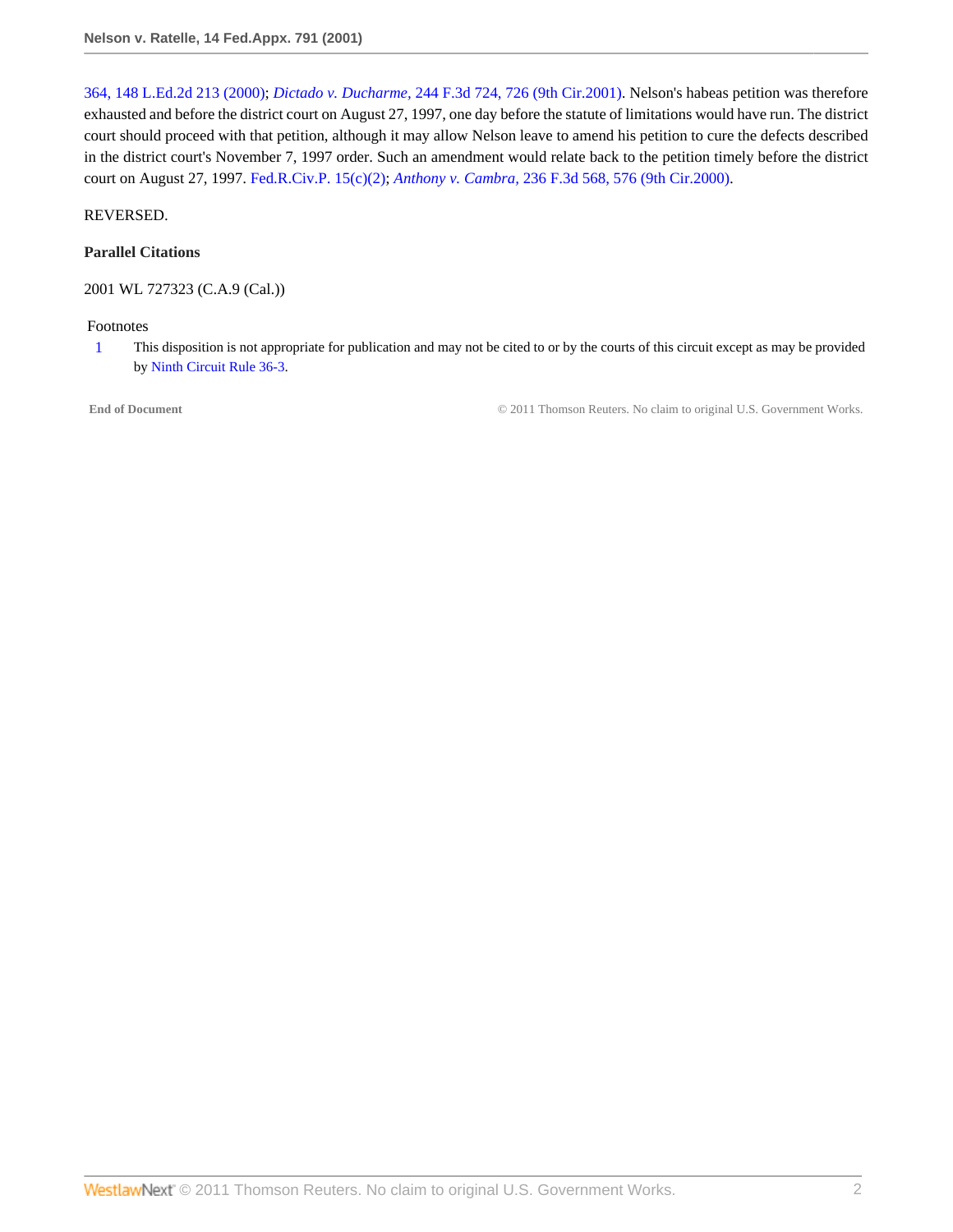364, 148 L.Ed.2d 213 (2000); *Dictado v. Ducharme,* 244 F.3d 724, 726 (9th Cir.2001). Nelson's habeas petition was therefore exhausted and before the district court on August 27, 1997, one day before the statute of limitations would have run. The district court should proceed with that petition, although it may allow Nelson leave to amend his petition to cure the defects described in the district court's November 7, 1997 order. Such an amendment would relate back to the petition timely before the district court on August 27, 1997. Fed.R.Civ.P. 15(c)(2); *Anthony v. Cambra,* 236 F.3d 568, 576 (9th Cir.2000).

REVERSED.

**Parallel Citations**

2001 WL 727323 (C.A.9 (Cal.))

Footnotes

1 This disposition is not appropriate for publication and may not be cited to or by the courts of this circuit except as may be provided by Ninth Circuit Rule 36-3.

**End of Document** © 2011 Thomson Reuters. No claim to original U.S. Government Works.